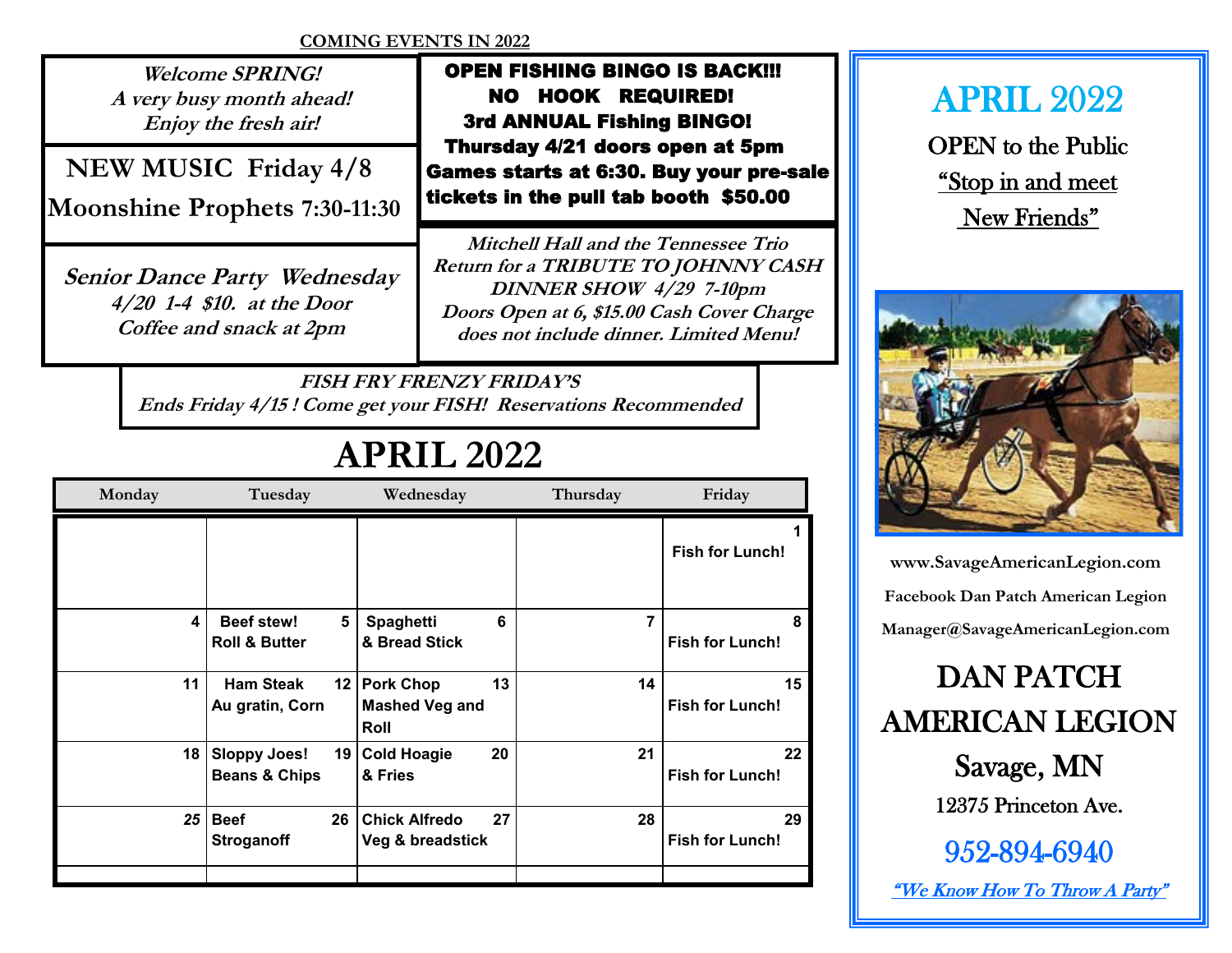**COMING EVENTS IN 2022**

***Welcome SPRING!***
***A very busy month ahead!***
***Enjoy the fresh air!***

**NEW MUSIC Friday 4/8**
**Moonshine Prophets 7:30-11:30**

***Senior Dance Party Wednesday***
***4/20 1-4 $10. at the Door***
***Coffee and snack at 2pm***

**OPEN FISHING BINGO IS BACK!!!**
**NO HOOK REQUIRED!**
**3rd ANNUAL Fishing BINGO!**
**Thursday 4/21 doors open at 5pm**
**Games starts at 6:30. Buy your pre-sale tickets in the pull tab booth $50.00**

***Mitchell Hall and the Tennessee Trio***
***Return for a TRIBUTE TO JOHNNY CASH***
***DINNER SHOW 4/29 7-10pm***
***Doors Open at 6, $15.00 Cash Cover Charge does not include dinner. Limited Menu!***

***FISH FRY FRENZY FRIDAY'S***
***Ends Friday 4/15 ! Come get your FISH! Reservations Recommended***

# APRIL 2022

| Monday | Tuesday | Wednesday | Thursday | Friday |
|---|---|---|---|---|
| | | | | 1 Fish for Lunch! |
| 4 | 5 Beef stew! Roll & Butter | 6 Spaghetti & Bread Stick | 7 | 8 Fish for Lunch! |
| 11 | 12 Ham Steak Au gratin, Corn | 13 Pork Chop Mashed Veg and Roll | 14 | 15 Fish for Lunch! |
| 18 | 19 Sloppy Joes! Beans & Chips | 20 Cold Hoagie & Fries | 21 | 22 Fish for Lunch! |
| 25 | 26 Beef Stroganoff | 27 Chick Alfredo Veg & breadstick | 28 | 29 Fish for Lunch! |

# APRIL 2022

OPEN to the Public
"Stop in and meet New Friends"

www.SavageAmericanLegion.com

Facebook Dan Patch American Legion

Manager@SavageAmericanLegion.com

## DAN PATCH AMERICAN LEGION

## Savage, MN

12375 Princeton Ave.

952-894-6940

*"We Know How To Throw A Party"*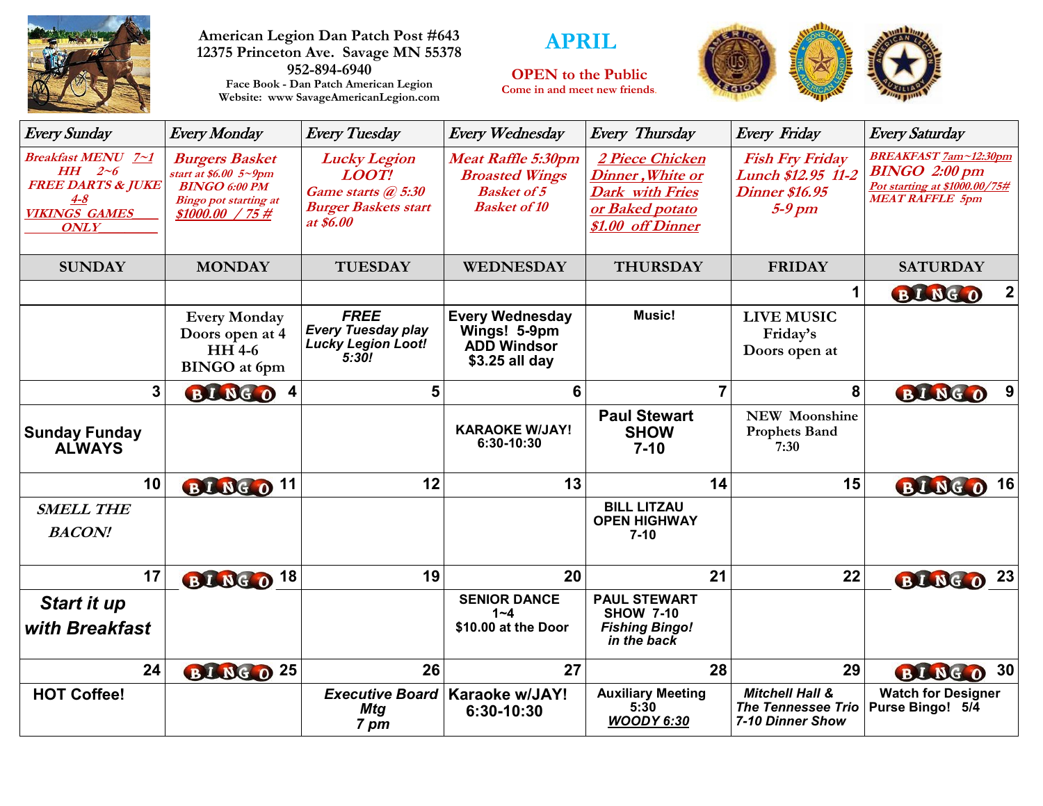American Legion Dan Patch Post #643
12375 Princeton Ave. Savage MN 55378
952-894-6940
Face Book - Dan Patch American Legion
Website: www SavageAmericanLegion.com

# APRIL

**OPEN to the Public**
Come in and meet new friends.

| Every Sunday | Every Monday | Every Tuesday | Every Wednesday | Every Thursday | Every Friday | Every Saturday |
|---|---|---|---|---|---|---|
| *Breakfast MENU 7~1 HH 2~6 FREE DARTS & JUKE 4-8 VIKINGS GAMES ONLY* | *Burgers Basket start at $6.00 5~9pm BINGO 6:00 PM Bingo pot starting at $1000.00 / 75 #* | *Lucky Legion LOOT! Game starts @ 5:30 Burger Baskets start at $6.00* | *Meat Raffle 5:30pm Broasted Wings Basket of 5 Basket of 10* | *2 Piece Chicken Dinner ,White or Dark with Fries or Baked potato $1.00 off Dinner* | *Fish Fry Friday Lunch $12.95 11-2 Dinner $16.95 5-9 pm* | *BREAKFAST 7am~12:30pm BINGO 2:00 pm Pot starting at $1000.00/75# MEAT RAFFLE 5pm* |
| **SUNDAY** | **MONDAY** | **TUESDAY** | **WEDNESDAY** | **THURSDAY** | **FRIDAY** | **SATURDAY** |
| | | | | | 1 | BINGO 2 |
| | Every Monday Doors open at 4 HH 4-6 BINGO at 6pm | **FREE** *Every Tuesday play Lucky Legion Loot! 5:30!* | **Every Wednesday Wings! 5-9pm ADD Windsor $3.25 all day** | **Music!** | LIVE MUSIC Friday's Doors open at | |
| 3 | BINGO 4 | 5 | 6 | 7 | 8 | BINGO 9 |
| **Sunday Funday ALWAYS** | | | **KARAOKE W/JAY! 6:30-10:30** | **Paul Stewart SHOW 7-10** | NEW Moonshine Prophets Band 7:30 | |
| 10 | BINGO 11 | 12 | 13 | 14 | 15 | BINGO 16 |
| *SMELL THE BACON!* | | | | **BILL LITZAU OPEN HIGHWAY 7-10** | | |
| 17 | BINGO 18 | 19 | 20 | 21 | 22 | BINGO 23 |
| ***Start it up with Breakfast*** | | | **SENIOR DANCE 1~4 $10.00 at the Door** | **PAUL STEWART SHOW 7-10** ***Fishing Bingo! in the back*** | | |
| 24 | BINGO 25 | 26 | 27 | 28 | 29 | BINGO 30 |
| **HOT Coffee!** | | ***Executive Board Mtg 7 pm*** | **Karaoke w/JAY! 6:30-10:30** | **Auxiliary Meeting 5:30** ***WOODY 6:30*** | ***Mitchell Hall & The Tennessee Trio 7-10 Dinner Show*** | **Watch for Designer Purse Bingo! 5/4** |